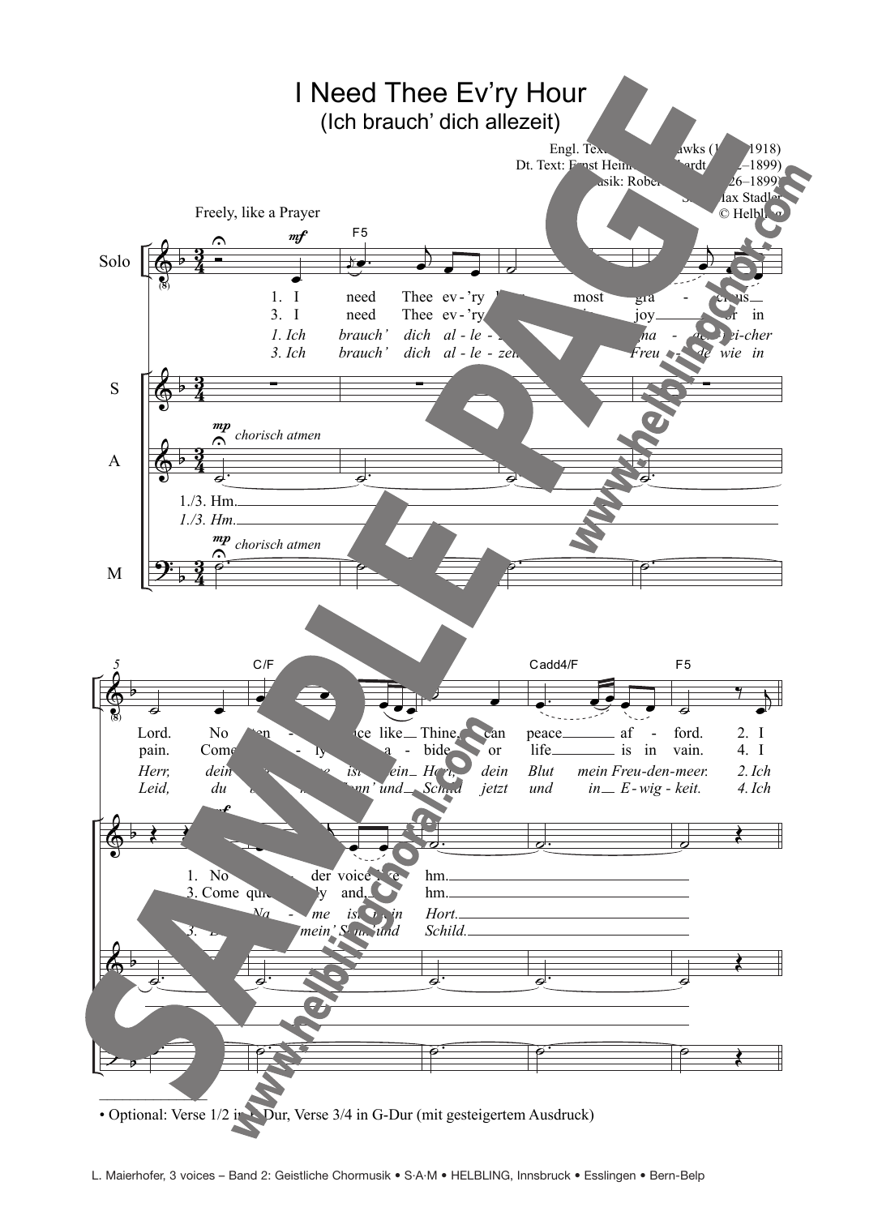# I Need Thee Ev'ry Hour

## (Ich brauch' dich allezeit)

Engl. Text: ... Hawks (1...–1918)
Dt. Text: Ernst Hein... ...hardt (...–1899)
Musik: Robert ... (...26–1899)
S...: Max Stadler
© Helbling

Freely, like a Prayer

Solo:
1. I need Thee ev-'ry h... most gra-cious Lord. No ten-...ce like Thine, can peace af-ford. 2. I
3. I need Thee ev-'ry ... joy ...r in pain. Come ...ly a-bide or life is in vain. 4. I

*1. Ich brauch' dich al-le-... Gna-de...ei-cher Herr, dein ... ist ...ein Hort, dein Blut mein Freu-den-meer. 2. Ich*
*3. Ich brauch' dich al-le-zei... Freu-de wie in Leid, du ... Sonn' und Schild jetzt und in E-wig-keit. 4. Ich*

S:
1. No ... der voice ...e hm.
3. Come qui...ly and ... hm.
*... Na-me ist ...ein Hort.*
*3. ... mein' Sonn' und Schild.*

A (mp, chorisch atmen): 1./3. Hm.
*1./3. Hm.*

M (mp, chorisch atmen)

• Optional: Verse 1/2 in ...-Dur, Verse 3/4 in G-Dur (mit gesteigertem Ausdruck)

L. Maierhofer, 3 voices – Band 2: Geistliche Chormusik • S·A·M • HELBLING, Innsbruck • Esslingen • Bern-Belp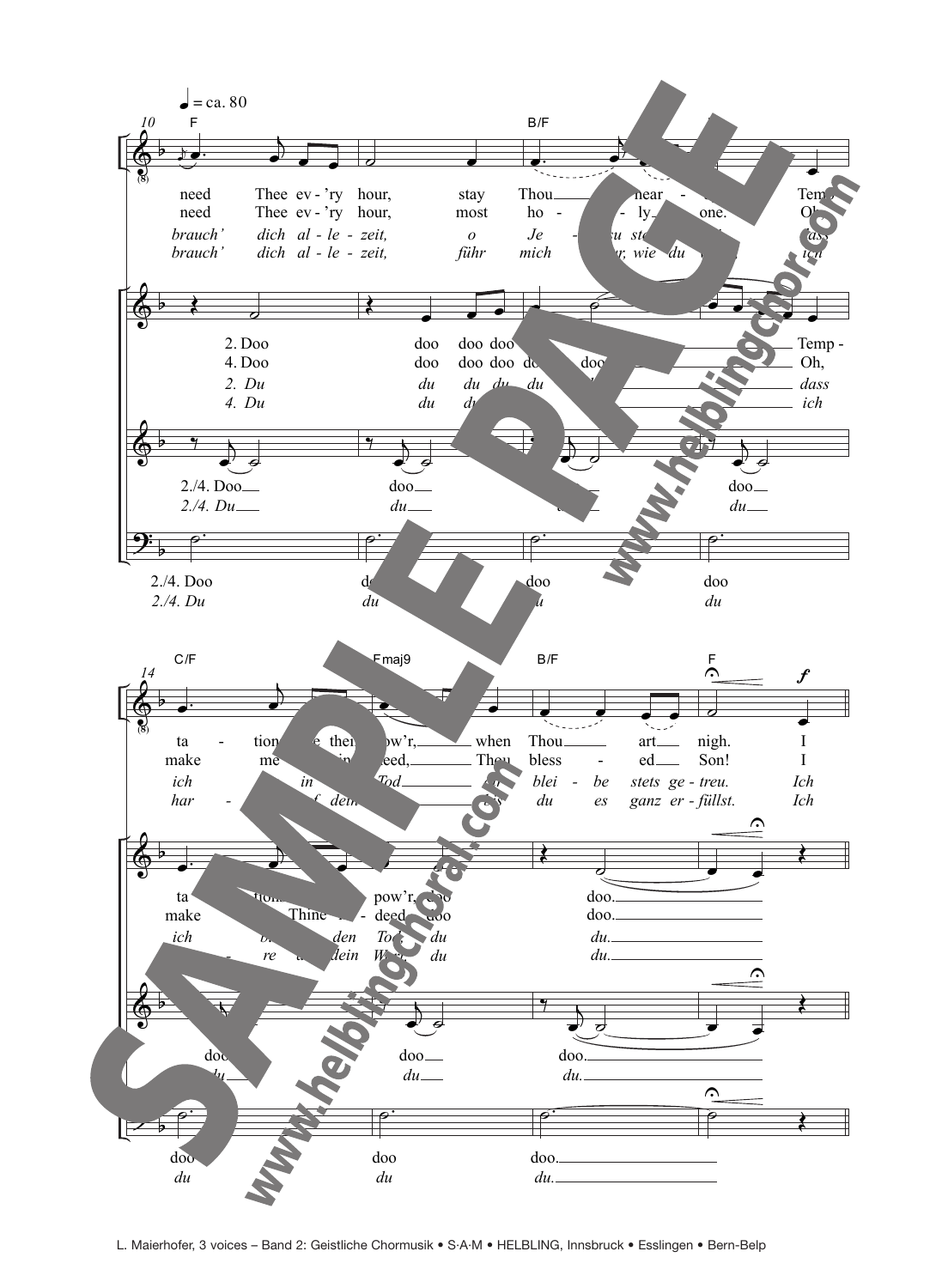♩ = ca. 80

10 F — B/F

need Thee ev - 'ry hour, stay Thou near - Temp-
need Thee ev - 'ry hour, most ho - ly one. Oh,
*brauch' dich al - le - zeit, o Je - su ste- dass*
*brauch' dich al - le - zeit, führ mich ... wie du ... ich*

2. Doo doo doo doo ... Temp-
4. Doo doo doo doo doo doo ... Oh,
*2. Du du du du du ... dass*
*4. Du du du ... ich*

2./4. Doo doo doo doo
*2./4. Du du du du*

2./4. Doo doo doo doo
*2./4. Du du du du*

14 C/F — Fmaj9 — B/F — F

ta - tion ... pow'r, when Thou art nigh. I
make me ... need, Thou bless - ed Son! I
*ich ... in ... Tod ... blei - be stets ge - treu. Ich*
*har - ... dein ... du es ganz er - füllst. Ich*

ta - tion ... pow'r, doo doo.
make Thine ... deed, doo doo.
*ich ... den Tod, du du.*
*... re ... dein Wort, du du.*

doo doo doo.
*du du du.*

doo doo doo.
*du du du.*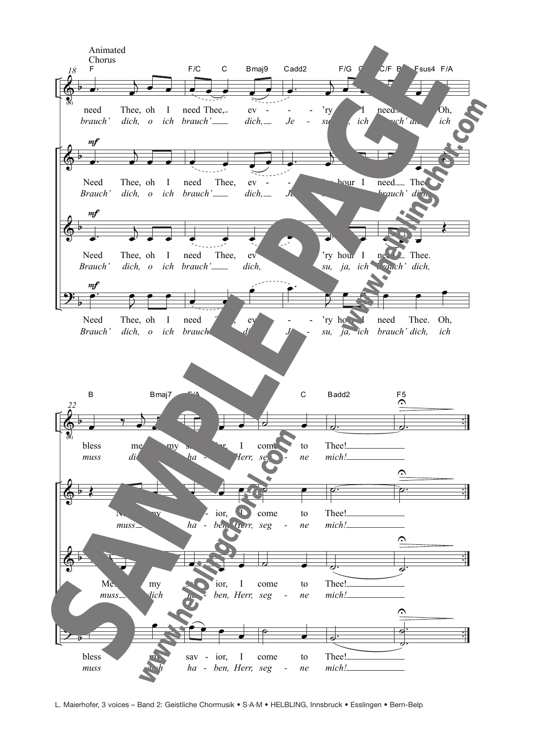Animated
Chorus

F   F/C   C   Bmaj9   Cadd2   F/G   C   C/F   B   Fsus4   F/A

need Thee, oh I need Thee, ev - 'ry hour I need Thee. Oh,

*brauch' dich, o ich brauch' dich, Je - su, ja, ich brauch' dich, ich*

B   Bmaj7   F/A   C   Badd2   F5

bless me now, my savior, I come to Thee!

*muss dich haben, Herr, segne mich!*

L. Maierhofer, 3 voices – Band 2: Geistliche Chormusik • S·A·M • HELBLING, Innsbruck • Esslingen • Bern-Belp